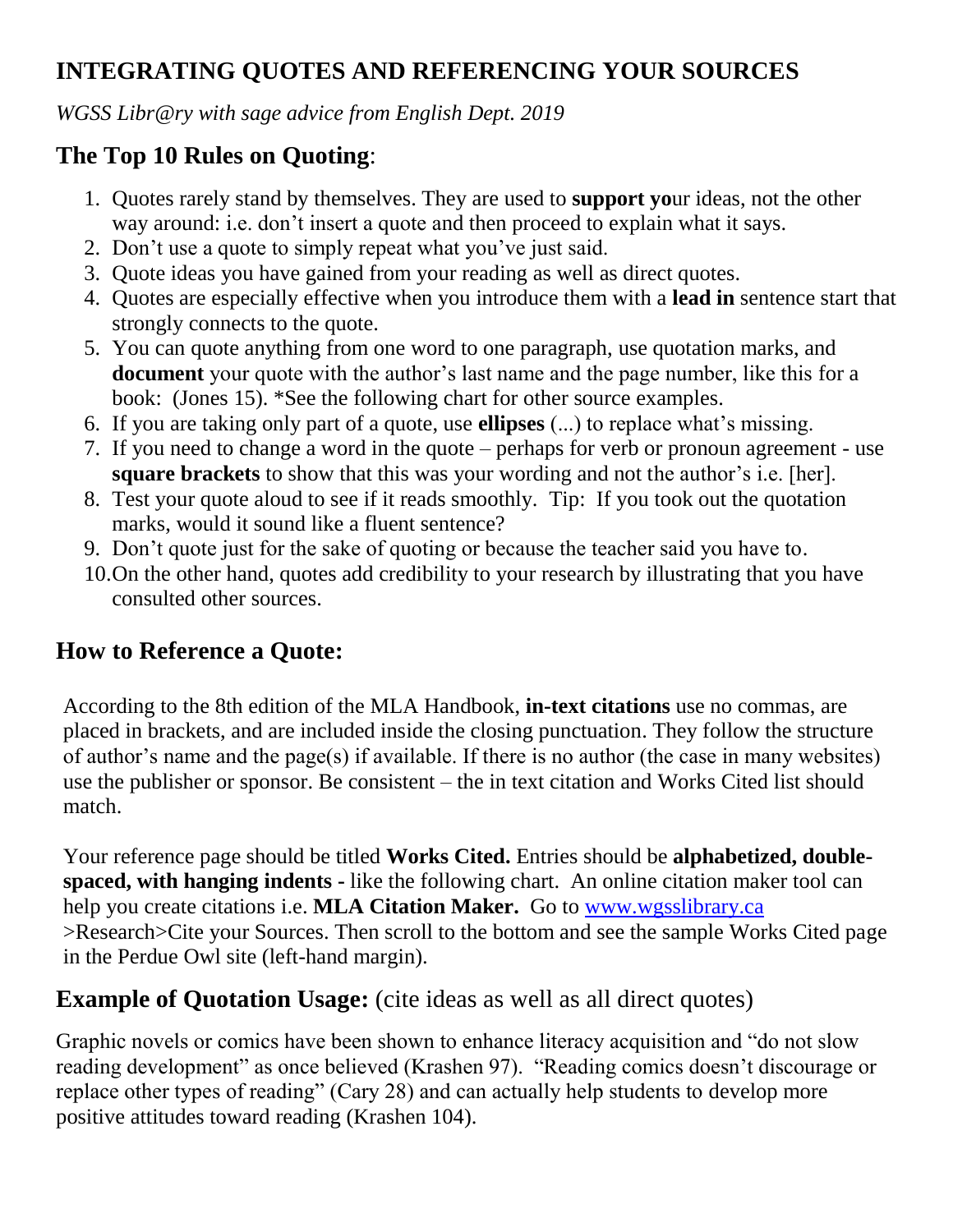# INTEGRATING QUOTES AND REFERENCING YOUR SOURCES

*WGSS Libr@ry with sage advice from English Dept. 2019*

## The Top 10 Rules on Quoting:

1. Quotes rarely stand by themselves. They are used to **support yo**ur ideas, not the other way around: i.e. don't insert a quote and then proceed to explain what it says.
2. Don't use a quote to simply repeat what you've just said.
3. Quote ideas you have gained from your reading as well as direct quotes.
4. Quotes are especially effective when you introduce them with a **lead in** sentence start that strongly connects to the quote.
5. You can quote anything from one word to one paragraph, use quotation marks, and **document** your quote with the author's last name and the page number, like this for a book: (Jones 15). *See the following chart for other source examples.
6. If you are taking only part of a quote, use **ellipses** (...) to replace what's missing.
7. If you need to change a word in the quote – perhaps for verb or pronoun agreement - use **square brackets** to show that this was your wording and not the author's i.e. [her].
8. Test your quote aloud to see if it reads smoothly. Tip: If you took out the quotation marks, would it sound like a fluent sentence?
9. Don't quote just for the sake of quoting or because the teacher said you have to.
10. On the other hand, quotes add credibility to your research by illustrating that you have consulted other sources.

## How to Reference a Quote:

According to the 8th edition of the MLA Handbook, **in-text citations** use no commas, are placed in brackets, and are included inside the closing punctuation. They follow the structure of author's name and the page(s) if available. If there is no author (the case in many websites) use the publisher or sponsor. Be consistent – the in text citation and Works Cited list should match.

Your reference page should be titled **Works Cited.** Entries should be **alphabetized, double-spaced, with hanging indents -** like the following chart. An online citation maker tool can help you create citations i.e. **MLA Citation Maker.** Go to [www.wgsslibrary.ca](www.wgsslibrary.ca) >Research>Cite your Sources. Then scroll to the bottom and see the sample Works Cited page in the Perdue Owl site (left-hand margin).

## Example of Quotation Usage: (cite ideas as well as all direct quotes)

Graphic novels or comics have been shown to enhance literacy acquisition and "do not slow reading development" as once believed (Krashen 97). "Reading comics doesn't discourage or replace other types of reading" (Cary 28) and can actually help students to develop more positive attitudes toward reading (Krashen 104).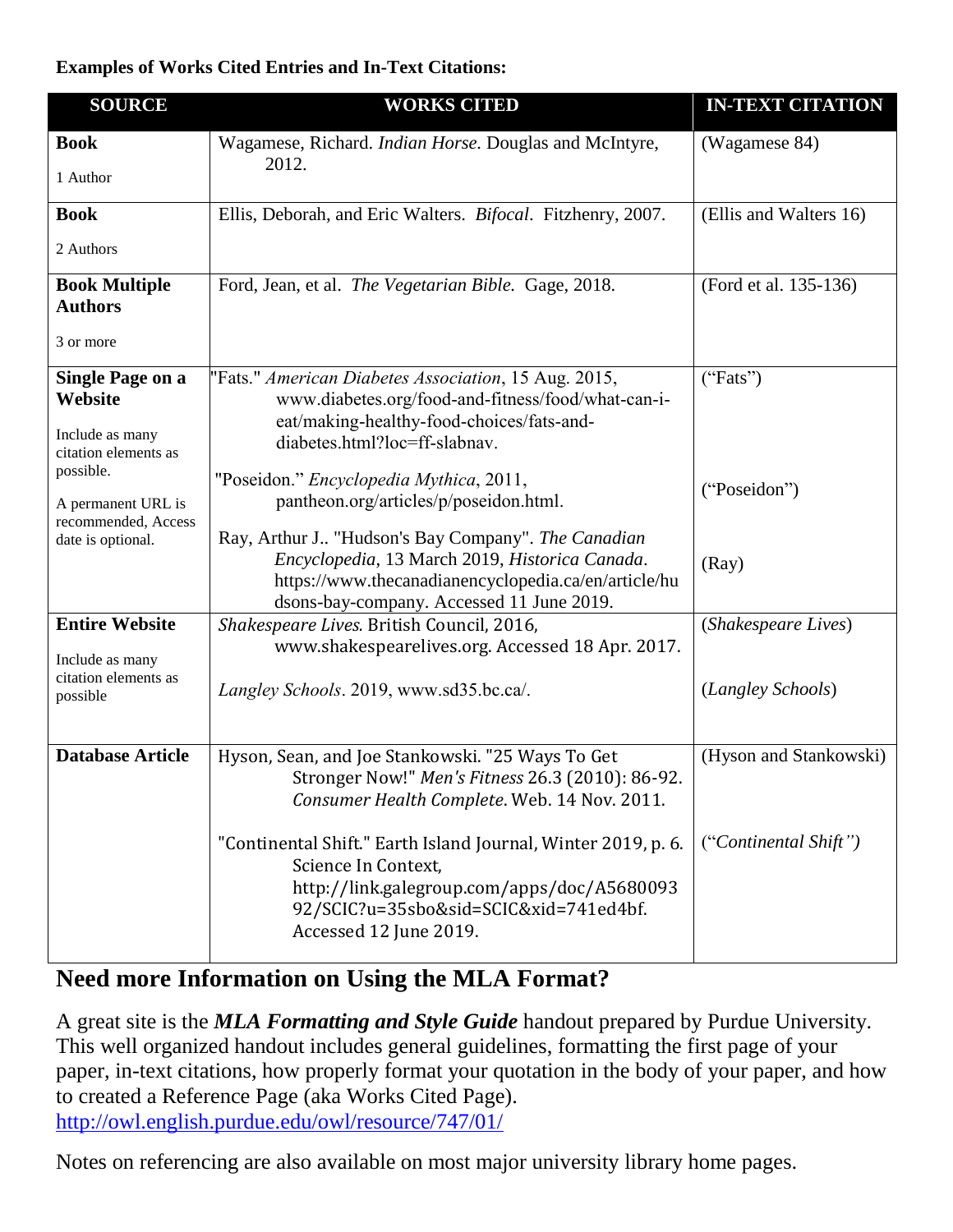**Examples of Works Cited Entries and In-Text Citations:**

| SOURCE | WORKS CITED | IN-TEXT CITATION |
|---|---|---|
| **Book**<br>1 Author | Wagamese, Richard. *Indian Horse*. Douglas and McIntyre, 2012. | (Wagamese 84) |
| **Book**<br>2 Authors | Ellis, Deborah, and Eric Walters. *Bifocal*. Fitzhenry, 2007. | (Ellis and Walters 16) |
| **Book Multiple Authors**<br>3 or more | Ford, Jean, et al. *The Vegetarian Bible.* Gage, 2018. | (Ford et al. 135-136) |
| **Single Page on a Website**<br>Include as many citation elements as possible.<br>A permanent URL is recommended, Access date is optional. | "Fats." *American Diabetes Association*, 15 Aug. 2015, www.diabetes.org/food-and-fitness/food/what-can-i-eat/making-healthy-food-choices/fats-and-diabetes.html?loc=ff-slabnav.<br>"Poseidon." *Encyclopedia Mythica*, 2011, pantheon.org/articles/p/poseidon.html.<br>Ray, Arthur J.. "Hudson's Bay Company". *The Canadian Encyclopedia*, 13 March 2019, *Historica Canada*. https://www.thecanadianencyclopedia.ca/en/article/hudsons-bay-company. Accessed 11 June 2019. | ("Fats")<br>("Poseidon")<br>(Ray) |
| **Entire Website**<br>Include as many citation elements as possible | *Shakespeare Lives.* British Council, 2016, www.shakespearelives.org. Accessed 18 Apr. 2017.<br>*Langley Schools*. 2019, www.sd35.bc.ca/. | (*Shakespeare Lives*)<br>(*Langley Schools*) |
| **Database Article** | Hyson, Sean, and Joe Stankowski. "25 Ways To Get Stronger Now!" *Men's Fitness* 26.3 (2010): 86-92. *Consumer Health Complete.* Web. 14 Nov. 2011.<br>"Continental Shift." Earth Island Journal, Winter 2019, p. 6. Science In Context, http://link.galegroup.com/apps/doc/A568009392/SCIC?u=35sbo&sid=SCIC&xid=741ed4bf. Accessed 12 June 2019. | (Hyson and Stankowski)<br>("*Continental Shift"*) |

## Need more Information on Using the MLA Format?

A great site is the ***MLA Formatting and Style Guide*** handout prepared by Purdue University. This well organized handout includes general guidelines, formatting the first page of your paper, in-text citations, how properly format your quotation in the body of your paper, and how to created a Reference Page (aka Works Cited Page).
http://owl.english.purdue.edu/owl/resource/747/01/

Notes on referencing are also available on most major university library home pages.